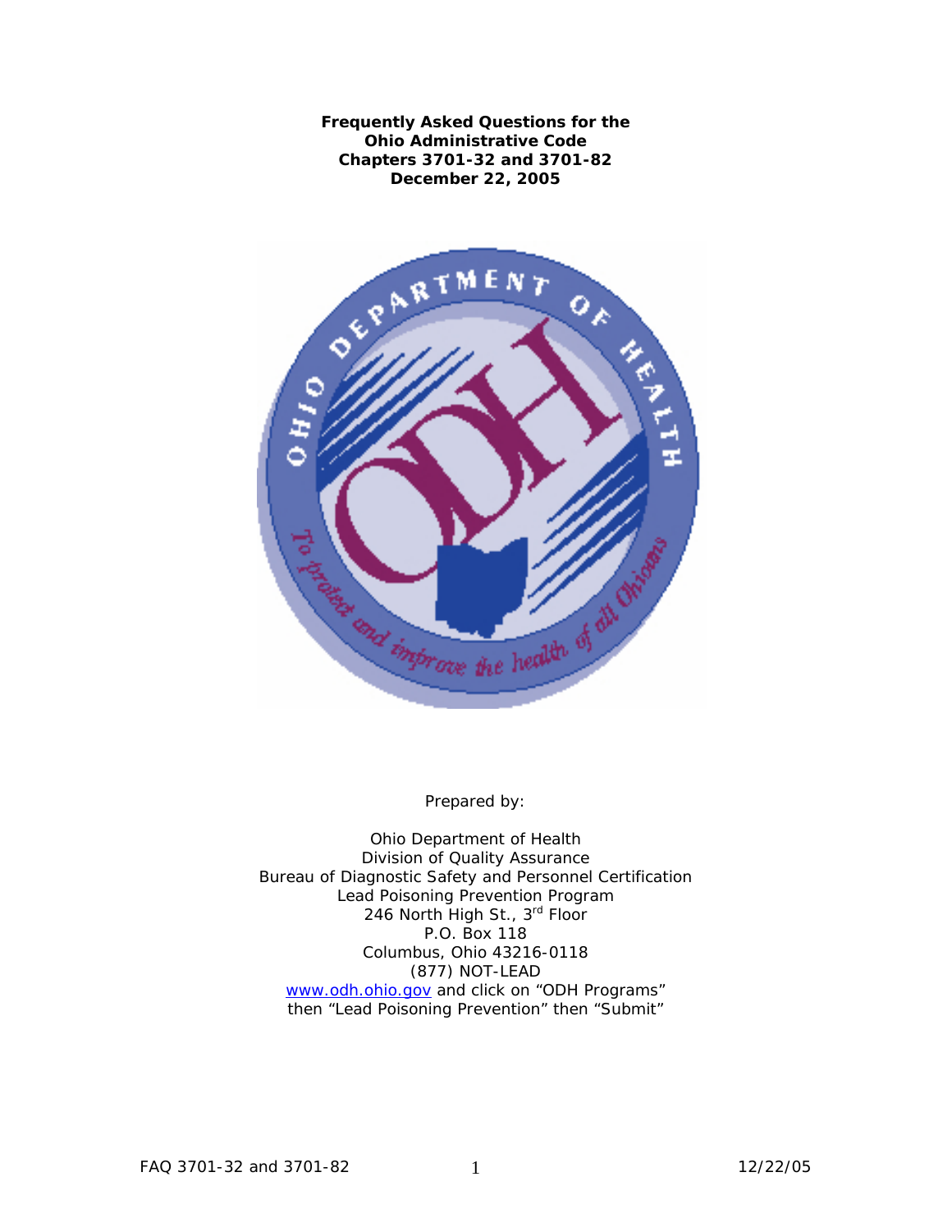# Frequently Asked Questions for the Ohio Administrative Code Chapters 3701-32 and 3701-82

**December 22, 2005**

Prepared by:

Ohio Department of Health
Division of Quality Assurance
Bureau of Diagnostic Safety and Personnel Certification
Lead Poisoning Prevention Program
246 North High St., 3rd Floor
P.O. Box 118
Columbus, Ohio 43216-0118
(877) NOT-LEAD
www.odh.ohio.gov and click on "ODH Programs" then "Lead Poisoning Prevention" then "Submit"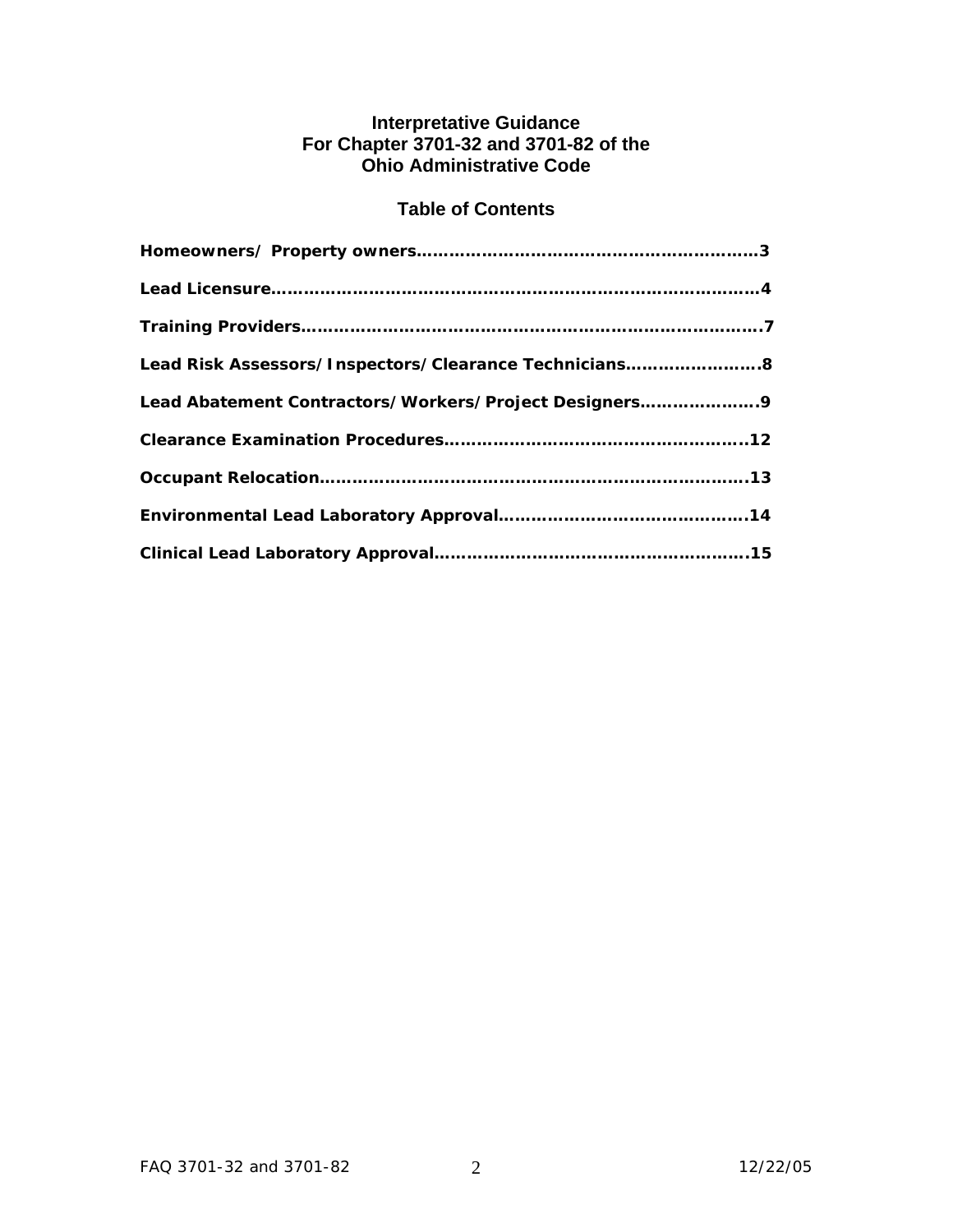# Interpretative Guidance
# For Chapter 3701-32 and 3701-82 of the Ohio Administrative Code

## Table of Contents

**Homeowners/ Property owners……………………………………………………3**

**Lead Licensure……………………………………………………………………4**

**Training Providers…………………………………………………………………7**

**Lead Risk Assessors/Inspectors/Clearance Technicians……………………8**

**Lead Abatement Contractors/Workers/Project Designers…………………9**

**Clearance Examination Procedures……………………………………………12**

**Occupant Relocation……………………………………………………………13**

**Environmental Lead Laboratory Approval……………………………………14**

**Clinical Lead Laboratory Approval……………………………………………15**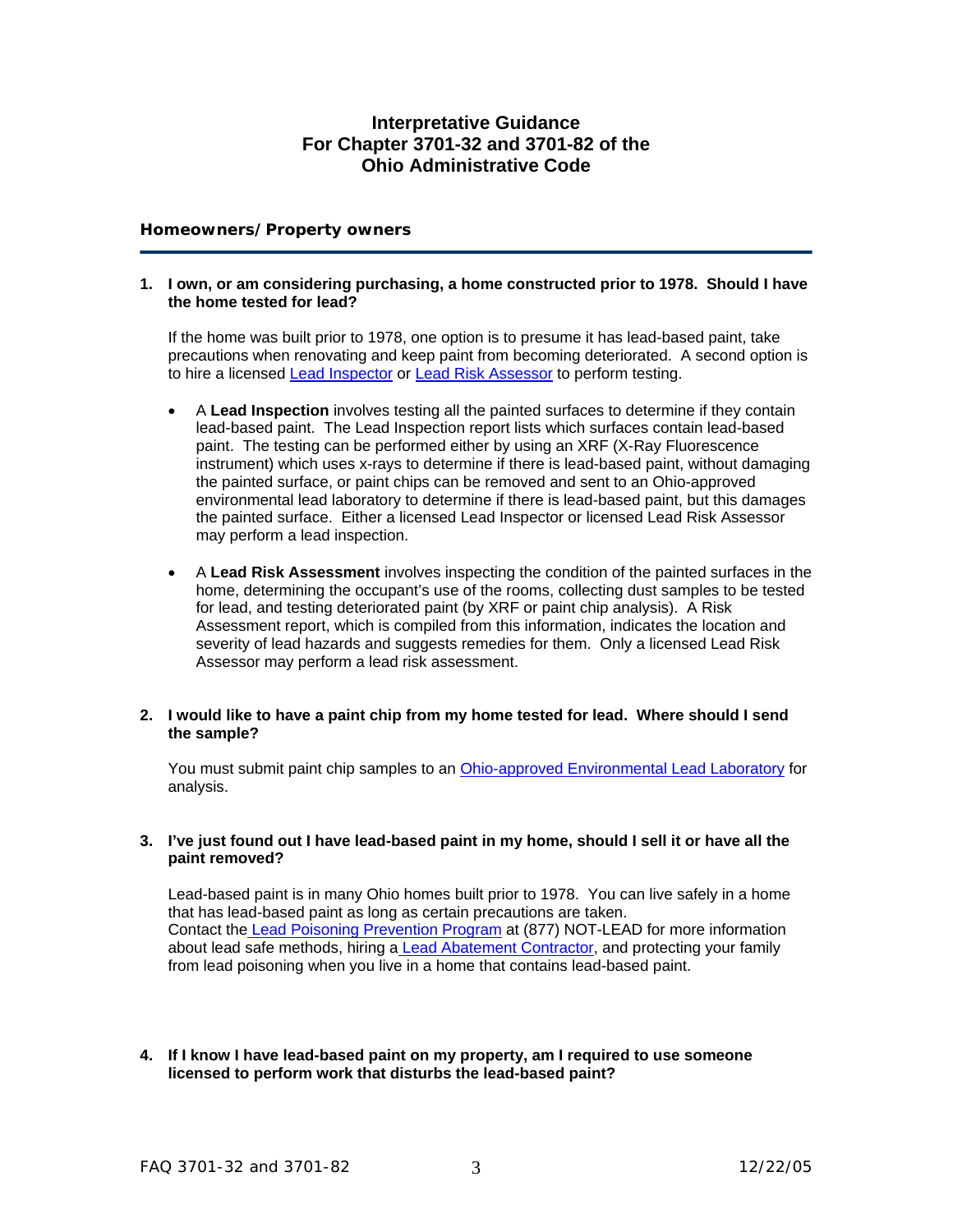# Interpretative Guidance For Chapter 3701-32 and 3701-82 of the Ohio Administrative Code

## Homeowners/Property owners

**1. I own, or am considering purchasing, a home constructed prior to 1978. Should I have the home tested for lead?**

If the home was built prior to 1978, one option is to presume it has lead-based paint, take precautions when renovating and keep paint from becoming deteriorated. A second option is to hire a licensed Lead Inspector or Lead Risk Assessor to perform testing.

- A **Lead Inspection** involves testing all the painted surfaces to determine if they contain lead-based paint. The Lead Inspection report lists which surfaces contain lead-based paint. The testing can be performed either by using an XRF (X-Ray Fluorescence instrument) which uses x-rays to determine if there is lead-based paint, without damaging the painted surface, or paint chips can be removed and sent to an Ohio-approved environmental lead laboratory to determine if there is lead-based paint, but this damages the painted surface. Either a licensed Lead Inspector or licensed Lead Risk Assessor may perform a lead inspection.

- A **Lead Risk Assessment** involves inspecting the condition of the painted surfaces in the home, determining the occupant's use of the rooms, collecting dust samples to be tested for lead, and testing deteriorated paint (by XRF or paint chip analysis). A Risk Assessment report, which is compiled from this information, indicates the location and severity of lead hazards and suggests remedies for them. Only a licensed Lead Risk Assessor may perform a lead risk assessment.

**2. I would like to have a paint chip from my home tested for lead. Where should I send the sample?**

You must submit paint chip samples to an Ohio-approved Environmental Lead Laboratory for analysis.

**3. I've just found out I have lead-based paint in my home, should I sell it or have all the paint removed?**

Lead-based paint is in many Ohio homes built prior to 1978. You can live safely in a home that has lead-based paint as long as certain precautions are taken. Contact the Lead Poisoning Prevention Program at (877) NOT-LEAD for more information about lead safe methods, hiring a Lead Abatement Contractor, and protecting your family from lead poisoning when you live in a home that contains lead-based paint.

**4. If I know I have lead-based paint on my property, am I required to use someone licensed to perform work that disturbs the lead-based paint?**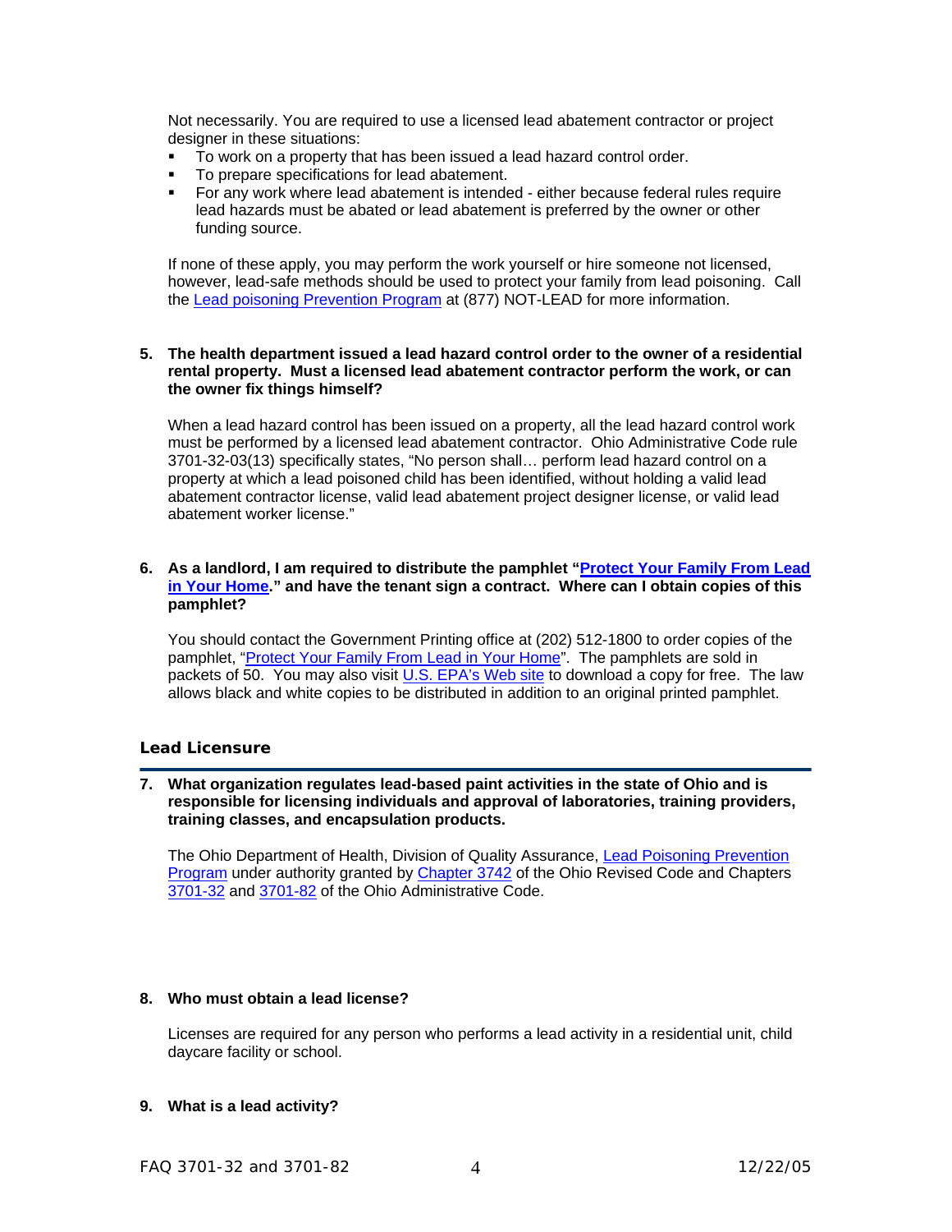Not necessarily. You are required to use a licensed lead abatement contractor or project designer in these situations:

- To work on a property that has been issued a lead hazard control order.
- To prepare specifications for lead abatement.
- For any work where lead abatement is intended - either because federal rules require lead hazards must be abated or lead abatement is preferred by the owner or other funding source.

If none of these apply, you may perform the work yourself or hire someone not licensed, however, lead-safe methods should be used to protect your family from lead poisoning. Call the Lead poisoning Prevention Program at (877) NOT-LEAD for more information.

**5. The health department issued a lead hazard control order to the owner of a residential rental property. Must a licensed lead abatement contractor perform the work, or can the owner fix things himself?**

When a lead hazard control has been issued on a property, all the lead hazard control work must be performed by a licensed lead abatement contractor. Ohio Administrative Code rule 3701-32-03(13) specifically states, "No person shall… perform lead hazard control on a property at which a lead poisoned child has been identified, without holding a valid lead abatement contractor license, valid lead abatement project designer license, or valid lead abatement worker license."

**6. As a landlord, I am required to distribute the pamphlet "Protect Your Family From Lead in Your Home." and have the tenant sign a contract. Where can I obtain copies of this pamphlet?**

You should contact the Government Printing office at (202) 512-1800 to order copies of the pamphlet, "Protect Your Family From Lead in Your Home". The pamphlets are sold in packets of 50. You may also visit U.S. EPA's Web site to download a copy for free. The law allows black and white copies to be distributed in addition to an original printed pamphlet.

## Lead Licensure

**7. What organization regulates lead-based paint activities in the state of Ohio and is responsible for licensing individuals and approval of laboratories, training providers, training classes, and encapsulation products.**

The Ohio Department of Health, Division of Quality Assurance, Lead Poisoning Prevention Program under authority granted by Chapter 3742 of the Ohio Revised Code and Chapters 3701-32 and 3701-82 of the Ohio Administrative Code.

**8. Who must obtain a lead license?**

Licenses are required for any person who performs a lead activity in a residential unit, child daycare facility or school.

**9. What is a lead activity?**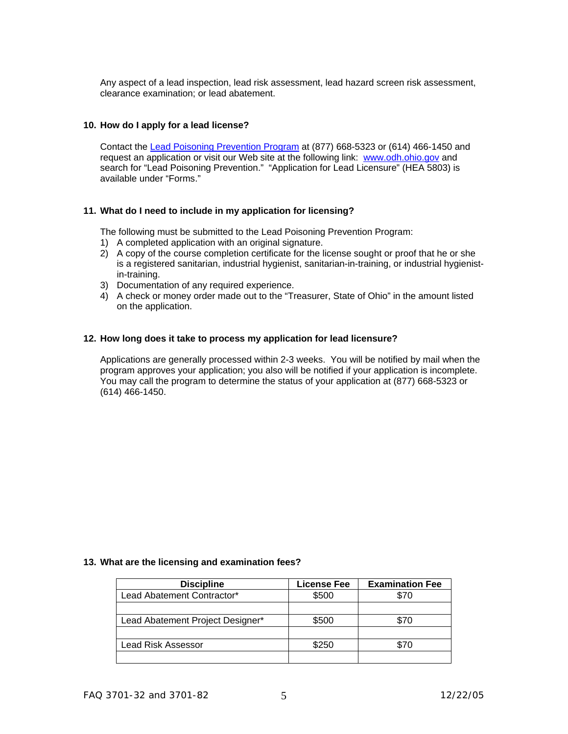Any aspect of a lead inspection, lead risk assessment, lead hazard screen risk assessment, clearance examination; or lead abatement.

**10. How do I apply for a lead license?**

Contact the [Lead Poisoning Prevention Program]() at (877) 668-5323 or (614) 466-1450 and request an application or visit our Web site at the following link: [www.odh.ohio.gov](http://www.odh.ohio.gov) and search for "Lead Poisoning Prevention." "Application for Lead Licensure" (HEA 5803) is available under "Forms."

**11. What do I need to include in my application for licensing?**

The following must be submitted to the Lead Poisoning Prevention Program:

1) A completed application with an original signature.
2) A copy of the course completion certificate for the license sought or proof that he or she is a registered sanitarian, industrial hygienist, sanitarian-in-training, or industrial hygienist-in-training.
3) Documentation of any required experience.
4) A check or money order made out to the "Treasurer, State of Ohio" in the amount listed on the application.

**12. How long does it take to process my application for lead licensure?**

Applications are generally processed within 2-3 weeks. You will be notified by mail when the program approves your application; you also will be notified if your application is incomplete. You may call the program to determine the status of your application at (877) 668-5323 or (614) 466-1450.

**13. What are the licensing and examination fees?**

| Discipline | License Fee | Examination Fee |
|---|---|---|
| Lead Abatement Contractor* | $500 | $70 |
| | | |
| Lead Abatement Project Designer* | $500 | $70 |
| | | |
| Lead Risk Assessor | $250 | $70 |
| | | |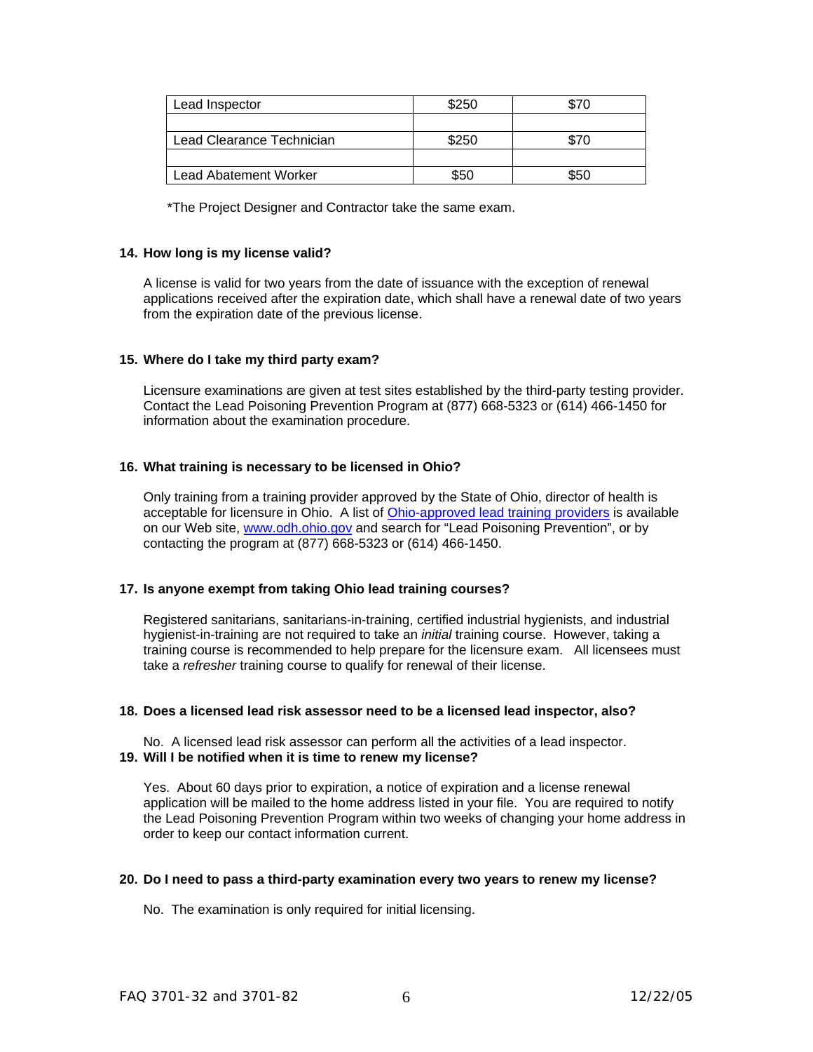| Lead Inspector | $250 | $70 |
|---|---|---|
| | | |
| Lead Clearance Technician | $250 | $70 |
| | | |
| Lead Abatement Worker | $50 | $50 |

*The Project Designer and Contractor take the same exam.

**14. How long is my license valid?**

A license is valid for two years from the date of issuance with the exception of renewal applications received after the expiration date, which shall have a renewal date of two years from the expiration date of the previous license.

**15. Where do I take my third party exam?**

Licensure examinations are given at test sites established by the third-party testing provider. Contact the Lead Poisoning Prevention Program at (877) 668-5323 or (614) 466-1450 for information about the examination procedure.

**16. What training is necessary to be licensed in Ohio?**

Only training from a training provider approved by the State of Ohio, director of health is acceptable for licensure in Ohio. A list of Ohio-approved lead training providers is available on our Web site, www.odh.ohio.gov and search for "Lead Poisoning Prevention", or by contacting the program at (877) 668-5323 or (614) 466-1450.

**17. Is anyone exempt from taking Ohio lead training courses?**

Registered sanitarians, sanitarians-in-training, certified industrial hygienists, and industrial hygienist-in-training are not required to take an *initial* training course. However, taking a training course is recommended to help prepare for the licensure exam. All licensees must take a *refresher* training course to qualify for renewal of their license.

**18. Does a licensed lead risk assessor need to be a licensed lead inspector, also?**

No. A licensed lead risk assessor can perform all the activities of a lead inspector.

**19. Will I be notified when it is time to renew my license?**

Yes. About 60 days prior to expiration, a notice of expiration and a license renewal application will be mailed to the home address listed in your file. You are required to notify the Lead Poisoning Prevention Program within two weeks of changing your home address in order to keep our contact information current.

**20. Do I need to pass a third-party examination every two years to renew my license?**

No. The examination is only required for initial licensing.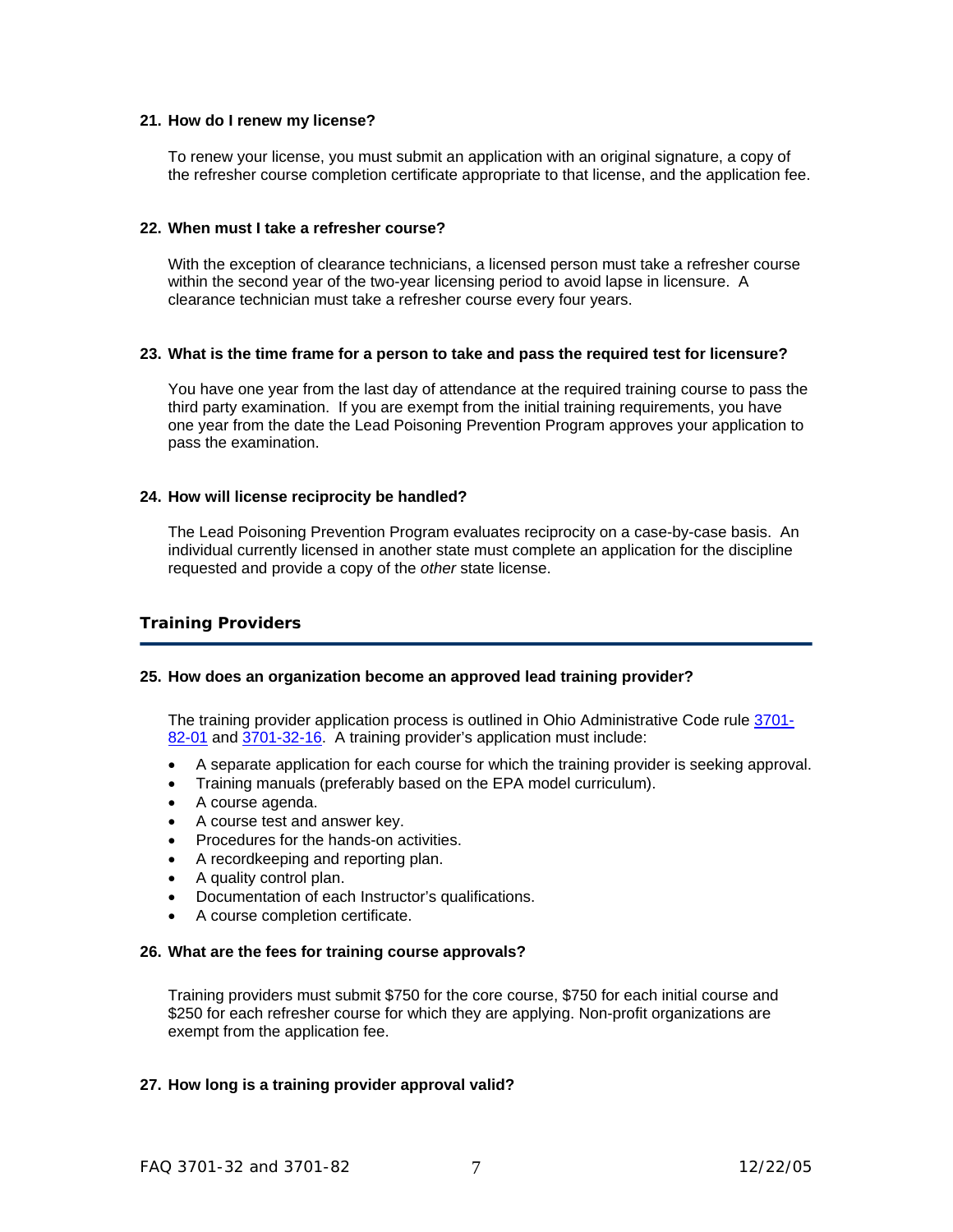**21. How do I renew my license?**

To renew your license, you must submit an application with an original signature, a copy of the refresher course completion certificate appropriate to that license, and the application fee.

**22. When must I take a refresher course?**

With the exception of clearance technicians, a licensed person must take a refresher course within the second year of the two-year licensing period to avoid lapse in licensure. A clearance technician must take a refresher course every four years.

**23. What is the time frame for a person to take and pass the required test for licensure?**

You have one year from the last day of attendance at the required training course to pass the third party examination. If you are exempt from the initial training requirements, you have one year from the date the Lead Poisoning Prevention Program approves your application to pass the examination.

**24. How will license reciprocity be handled?**

The Lead Poisoning Prevention Program evaluates reciprocity on a case-by-case basis. An individual currently licensed in another state must complete an application for the discipline requested and provide a copy of the *other* state license.

## Training Providers

**25. How does an organization become an approved lead training provider?**

The training provider application process is outlined in Ohio Administrative Code rule 3701-82-01 and 3701-32-16. A training provider's application must include:

- A separate application for each course for which the training provider is seeking approval.
- Training manuals (preferably based on the EPA model curriculum).
- A course agenda.
- A course test and answer key.
- Procedures for the hands-on activities.
- A recordkeeping and reporting plan.
- A quality control plan.
- Documentation of each Instructor's qualifications.
- A course completion certificate.

**26. What are the fees for training course approvals?**

Training providers must submit $750 for the core course, $750 for each initial course and $250 for each refresher course for which they are applying. Non-profit organizations are exempt from the application fee.

**27. How long is a training provider approval valid?**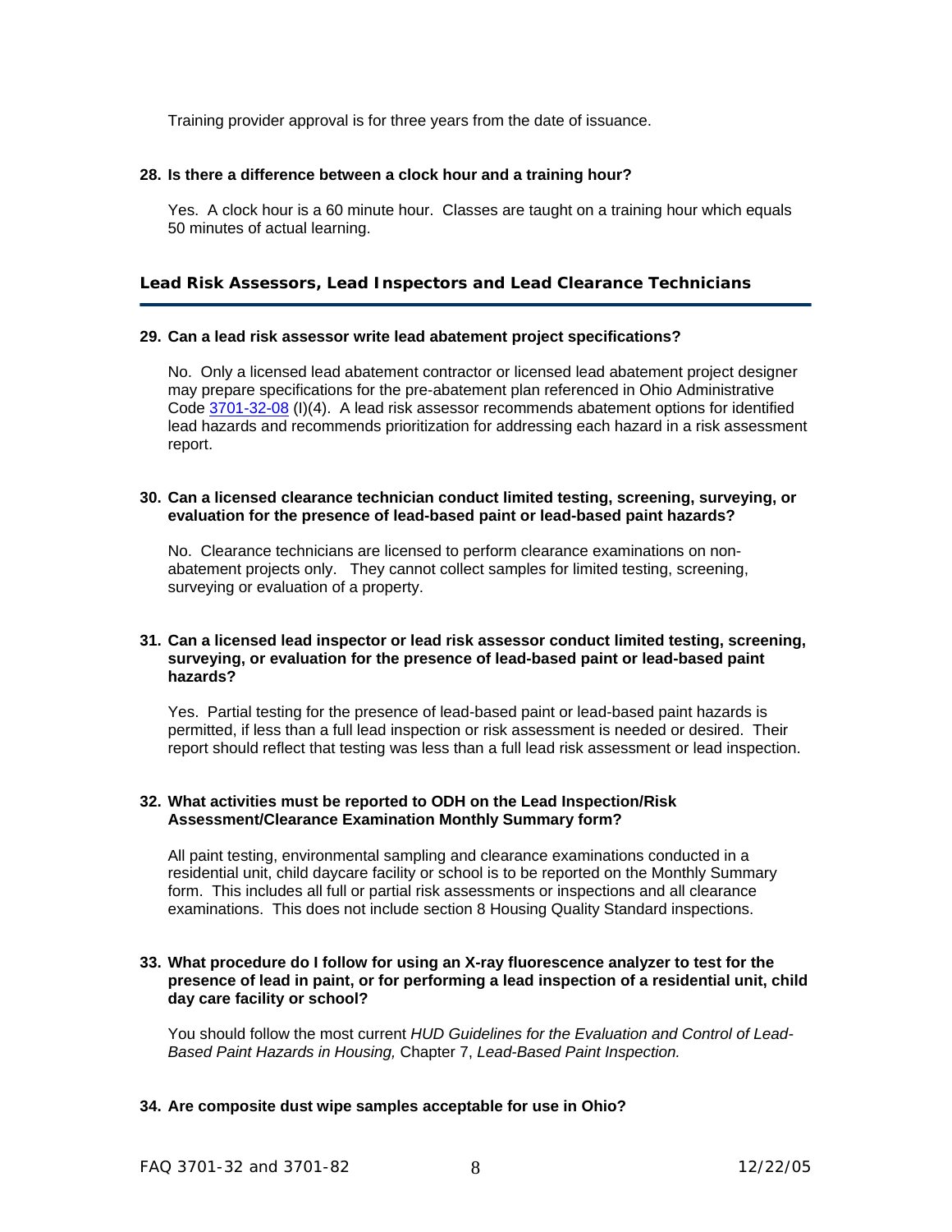Training provider approval is for three years from the date of issuance.

**28. Is there a difference between a clock hour and a training hour?**

Yes. A clock hour is a 60 minute hour. Classes are taught on a training hour which equals 50 minutes of actual learning.

## Lead Risk Assessors, Lead Inspectors and Lead Clearance Technicians

**29. Can a lead risk assessor write lead abatement project specifications?**

No. Only a licensed lead abatement contractor or licensed lead abatement project designer may prepare specifications for the pre-abatement plan referenced in Ohio Administrative Code [3701-32-08](3701-32-08) (I)(4). A lead risk assessor recommends abatement options for identified lead hazards and recommends prioritization for addressing each hazard in a risk assessment report.

**30. Can a licensed clearance technician conduct limited testing, screening, surveying, or evaluation for the presence of lead-based paint or lead-based paint hazards?**

No. Clearance technicians are licensed to perform clearance examinations on non-abatement projects only. They cannot collect samples for limited testing, screening, surveying or evaluation of a property.

**31. Can a licensed lead inspector or lead risk assessor conduct limited testing, screening, surveying, or evaluation for the presence of lead-based paint or lead-based paint hazards?**

Yes. Partial testing for the presence of lead-based paint or lead-based paint hazards is permitted, if less than a full lead inspection or risk assessment is needed or desired. Their report should reflect that testing was less than a full lead risk assessment or lead inspection.

**32. What activities must be reported to ODH on the Lead Inspection/Risk Assessment/Clearance Examination Monthly Summary form?**

All paint testing, environmental sampling and clearance examinations conducted in a residential unit, child daycare facility or school is to be reported on the Monthly Summary form. This includes all full or partial risk assessments or inspections and all clearance examinations. This does not include section 8 Housing Quality Standard inspections.

**33. What procedure do I follow for using an X-ray fluorescence analyzer to test for the presence of lead in paint, or for performing a lead inspection of a residential unit, child day care facility or school?**

You should follow the most current *HUD Guidelines for the Evaluation and Control of Lead-Based Paint Hazards in Housing,* Chapter 7, *Lead-Based Paint Inspection.*

**34. Are composite dust wipe samples acceptable for use in Ohio?**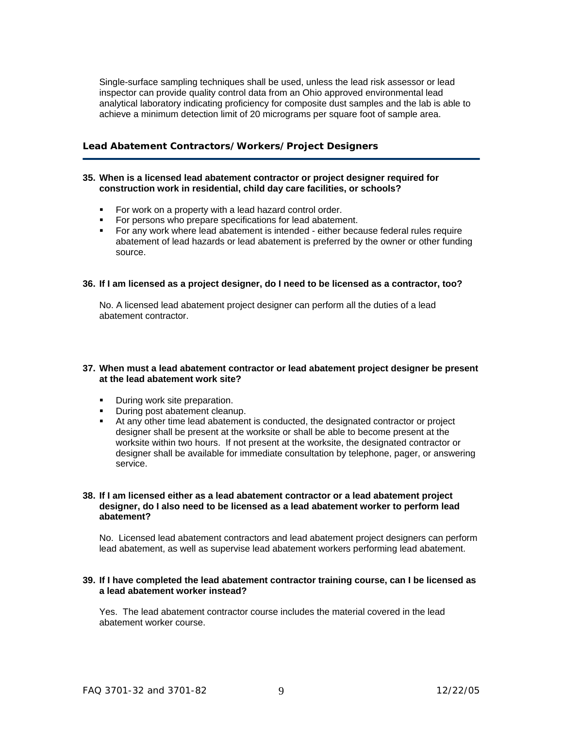Single-surface sampling techniques shall be used, unless the lead risk assessor or lead inspector can provide quality control data from an Ohio approved environmental lead analytical laboratory indicating proficiency for composite dust samples and the lab is able to achieve a minimum detection limit of 20 micrograms per square foot of sample area.

## Lead Abatement Contractors/Workers/Project Designers

**35. When is a licensed lead abatement contractor or project designer required for construction work in residential, child day care facilities, or schools?**

- For work on a property with a lead hazard control order.
- For persons who prepare specifications for lead abatement.
- For any work where lead abatement is intended - either because federal rules require abatement of lead hazards or lead abatement is preferred by the owner or other funding source.

**36. If I am licensed as a project designer, do I need to be licensed as a contractor, too?**

No. A licensed lead abatement project designer can perform all the duties of a lead abatement contractor.

**37. When must a lead abatement contractor or lead abatement project designer be present at the lead abatement work site?**

- During work site preparation.
- During post abatement cleanup.
- At any other time lead abatement is conducted, the designated contractor or project designer shall be present at the worksite or shall be able to become present at the worksite within two hours. If not present at the worksite, the designated contractor or designer shall be available for immediate consultation by telephone, pager, or answering service.

**38. If I am licensed either as a lead abatement contractor or a lead abatement project designer, do I also need to be licensed as a lead abatement worker to perform lead abatement?**

No. Licensed lead abatement contractors and lead abatement project designers can perform lead abatement, as well as supervise lead abatement workers performing lead abatement.

**39. If I have completed the lead abatement contractor training course, can I be licensed as a lead abatement worker instead?**

Yes. The lead abatement contractor course includes the material covered in the lead abatement worker course.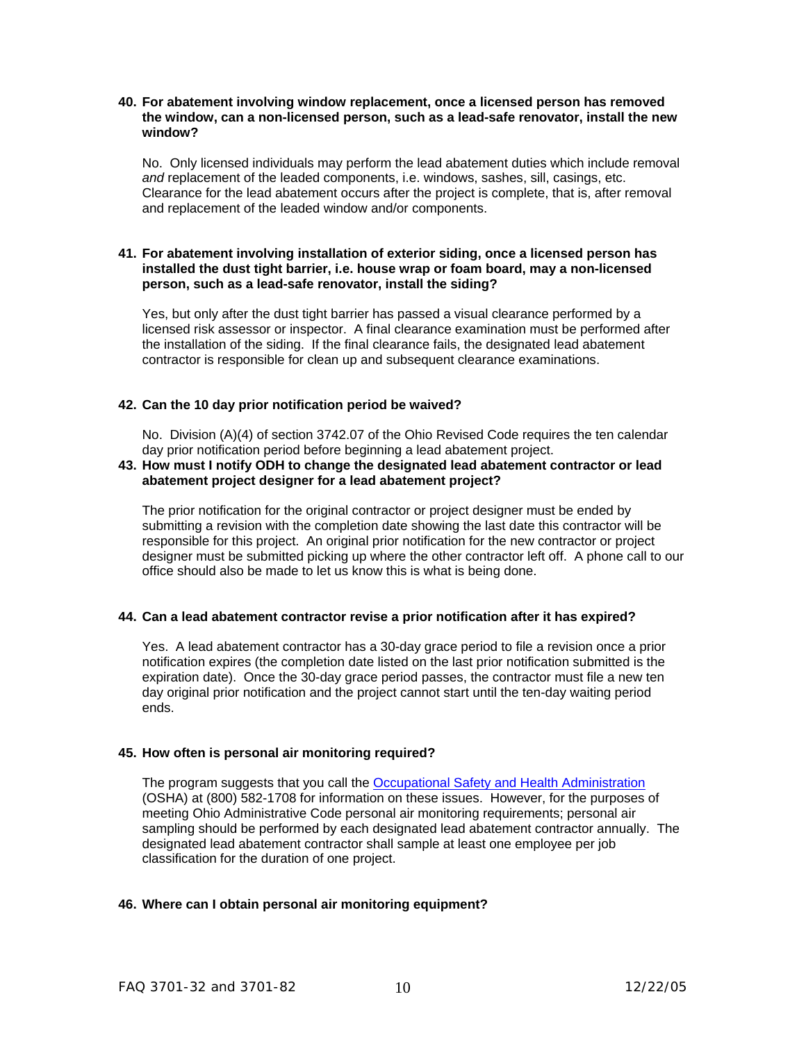**40. For abatement involving window replacement, once a licensed person has removed the window, can a non-licensed person, such as a lead-safe renovator, install the new window?**

No. Only licensed individuals may perform the lead abatement duties which include removal *and* replacement of the leaded components, i.e. windows, sashes, sill, casings, etc. Clearance for the lead abatement occurs after the project is complete, that is, after removal and replacement of the leaded window and/or components.

**41. For abatement involving installation of exterior siding, once a licensed person has installed the dust tight barrier, i.e. house wrap or foam board, may a non-licensed person, such as a lead-safe renovator, install the siding?**

Yes, but only after the dust tight barrier has passed a visual clearance performed by a licensed risk assessor or inspector. A final clearance examination must be performed after the installation of the siding. If the final clearance fails, the designated lead abatement contractor is responsible for clean up and subsequent clearance examinations.

**42. Can the 10 day prior notification period be waived?**

No. Division (A)(4) of section 3742.07 of the Ohio Revised Code requires the ten calendar day prior notification period before beginning a lead abatement project.

**43. How must I notify ODH to change the designated lead abatement contractor or lead abatement project designer for a lead abatement project?**

The prior notification for the original contractor or project designer must be ended by submitting a revision with the completion date showing the last date this contractor will be responsible for this project. An original prior notification for the new contractor or project designer must be submitted picking up where the other contractor left off. A phone call to our office should also be made to let us know this is what is being done.

**44. Can a lead abatement contractor revise a prior notification after it has expired?**

Yes. A lead abatement contractor has a 30-day grace period to file a revision once a prior notification expires (the completion date listed on the last prior notification submitted is the expiration date). Once the 30-day grace period passes, the contractor must file a new ten day original prior notification and the project cannot start until the ten-day waiting period ends.

**45. How often is personal air monitoring required?**

The program suggests that you call the Occupational Safety and Health Administration (OSHA) at (800) 582-1708 for information on these issues. However, for the purposes of meeting Ohio Administrative Code personal air monitoring requirements; personal air sampling should be performed by each designated lead abatement contractor annually. The designated lead abatement contractor shall sample at least one employee per job classification for the duration of one project.

**46. Where can I obtain personal air monitoring equipment?**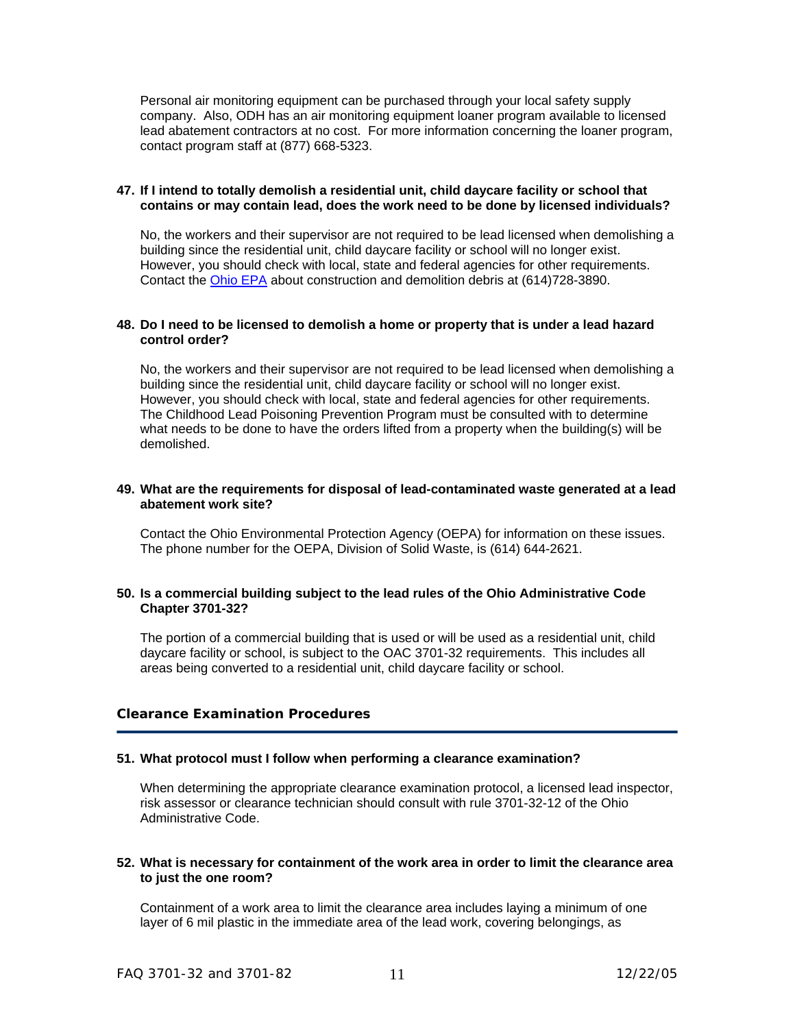Personal air monitoring equipment can be purchased through your local safety supply company. Also, ODH has an air monitoring equipment loaner program available to licensed lead abatement contractors at no cost. For more information concerning the loaner program, contact program staff at (877) 668-5323.

**47. If I intend to totally demolish a residential unit, child daycare facility or school that contains or may contain lead, does the work need to be done by licensed individuals?**

No, the workers and their supervisor are not required to be lead licensed when demolishing a building since the residential unit, child daycare facility or school will no longer exist. However, you should check with local, state and federal agencies for other requirements. Contact the Ohio EPA about construction and demolition debris at (614)728-3890.

**48. Do I need to be licensed to demolish a home or property that is under a lead hazard control order?**

No, the workers and their supervisor are not required to be lead licensed when demolishing a building since the residential unit, child daycare facility or school will no longer exist. However, you should check with local, state and federal agencies for other requirements. The Childhood Lead Poisoning Prevention Program must be consulted with to determine what needs to be done to have the orders lifted from a property when the building(s) will be demolished.

**49. What are the requirements for disposal of lead-contaminated waste generated at a lead abatement work site?**

Contact the Ohio Environmental Protection Agency (OEPA) for information on these issues. The phone number for the OEPA, Division of Solid Waste, is (614) 644-2621.

**50. Is a commercial building subject to the lead rules of the Ohio Administrative Code Chapter 3701-32?**

The portion of a commercial building that is used or will be used as a residential unit, child daycare facility or school, is subject to the OAC 3701-32 requirements. This includes all areas being converted to a residential unit, child daycare facility or school.

## Clearance Examination Procedures

**51. What protocol must I follow when performing a clearance examination?**

When determining the appropriate clearance examination protocol, a licensed lead inspector, risk assessor or clearance technician should consult with rule 3701-32-12 of the Ohio Administrative Code.

**52. What is necessary for containment of the work area in order to limit the clearance area to just the one room?**

Containment of a work area to limit the clearance area includes laying a minimum of one layer of 6 mil plastic in the immediate area of the lead work, covering belongings, as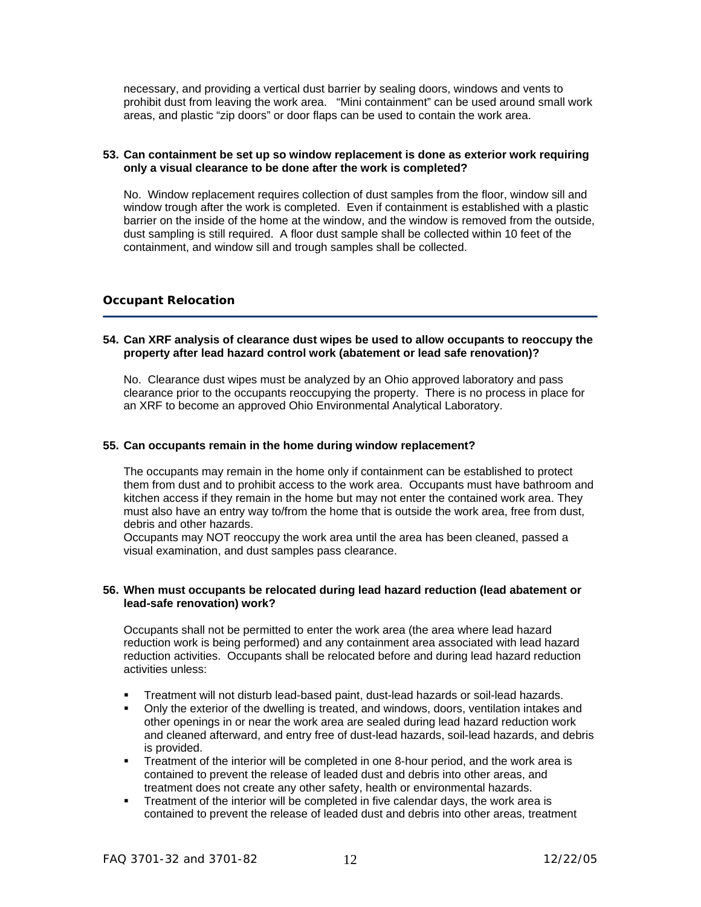necessary, and providing a vertical dust barrier by sealing doors, windows and vents to prohibit dust from leaving the work area. "Mini containment" can be used around small work areas, and plastic "zip doors" or door flaps can be used to contain the work area.

**53. Can containment be set up so window replacement is done as exterior work requiring only a visual clearance to be done after the work is completed?**

No. Window replacement requires collection of dust samples from the floor, window sill and window trough after the work is completed. Even if containment is established with a plastic barrier on the inside of the home at the window, and the window is removed from the outside, dust sampling is still required. A floor dust sample shall be collected within 10 feet of the containment, and window sill and trough samples shall be collected.

## Occupant Relocation

**54. Can XRF analysis of clearance dust wipes be used to allow occupants to reoccupy the property after lead hazard control work (abatement or lead safe renovation)?**

No. Clearance dust wipes must be analyzed by an Ohio approved laboratory and pass clearance prior to the occupants reoccupying the property. There is no process in place for an XRF to become an approved Ohio Environmental Analytical Laboratory.

**55. Can occupants remain in the home during window replacement?**

The occupants may remain in the home only if containment can be established to protect them from dust and to prohibit access to the work area. Occupants must have bathroom and kitchen access if they remain in the home but may not enter the contained work area. They must also have an entry way to/from the home that is outside the work area, free from dust, debris and other hazards.

Occupants may NOT reoccupy the work area until the area has been cleaned, passed a visual examination, and dust samples pass clearance.

**56. When must occupants be relocated during lead hazard reduction (lead abatement or lead-safe renovation) work?**

Occupants shall not be permitted to enter the work area (the area where lead hazard reduction work is being performed) and any containment area associated with lead hazard reduction activities. Occupants shall be relocated before and during lead hazard reduction activities unless:

- Treatment will not disturb lead-based paint, dust-lead hazards or soil-lead hazards.
- Only the exterior of the dwelling is treated, and windows, doors, ventilation intakes and other openings in or near the work area are sealed during lead hazard reduction work and cleaned afterward, and entry free of dust-lead hazards, soil-lead hazards, and debris is provided.
- Treatment of the interior will be completed in one 8-hour period, and the work area is contained to prevent the release of leaded dust and debris into other areas, and treatment does not create any other safety, health or environmental hazards.
- Treatment of the interior will be completed in five calendar days, the work area is contained to prevent the release of leaded dust and debris into other areas, treatment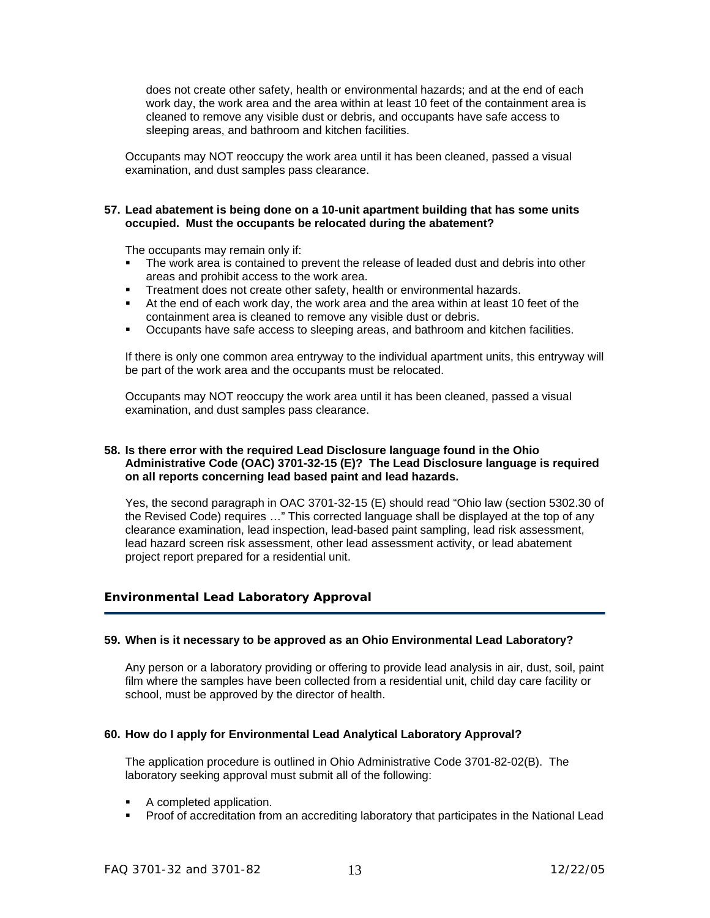does not create other safety, health or environmental hazards; and at the end of each work day, the work area and the area within at least 10 feet of the containment area is cleaned to remove any visible dust or debris, and occupants have safe access to sleeping areas, and bathroom and kitchen facilities.

Occupants may NOT reoccupy the work area until it has been cleaned, passed a visual examination, and dust samples pass clearance.

**57. Lead abatement is being done on a 10-unit apartment building that has some units occupied. Must the occupants be relocated during the abatement?**

The occupants may remain only if:

- The work area is contained to prevent the release of leaded dust and debris into other areas and prohibit access to the work area.
- Treatment does not create other safety, health or environmental hazards.
- At the end of each work day, the work area and the area within at least 10 feet of the containment area is cleaned to remove any visible dust or debris.
- Occupants have safe access to sleeping areas, and bathroom and kitchen facilities.

If there is only one common area entryway to the individual apartment units, this entryway will be part of the work area and the occupants must be relocated.

Occupants may NOT reoccupy the work area until it has been cleaned, passed a visual examination, and dust samples pass clearance.

**58. Is there error with the required Lead Disclosure language found in the Ohio Administrative Code (OAC) 3701-32-15 (E)? The Lead Disclosure language is required on all reports concerning lead based paint and lead hazards.**

Yes, the second paragraph in OAC 3701-32-15 (E) should read "Ohio law (section 5302.30 of the Revised Code) requires …" This corrected language shall be displayed at the top of any clearance examination, lead inspection, lead-based paint sampling, lead risk assessment, lead hazard screen risk assessment, other lead assessment activity, or lead abatement project report prepared for a residential unit.

## Environmental Lead Laboratory Approval

**59. When is it necessary to be approved as an Ohio Environmental Lead Laboratory?**

Any person or a laboratory providing or offering to provide lead analysis in air, dust, soil, paint film where the samples have been collected from a residential unit, child day care facility or school, must be approved by the director of health.

**60. How do I apply for Environmental Lead Analytical Laboratory Approval?**

The application procedure is outlined in Ohio Administrative Code 3701-82-02(B). The laboratory seeking approval must submit all of the following:

- A completed application.
- Proof of accreditation from an accrediting laboratory that participates in the National Lead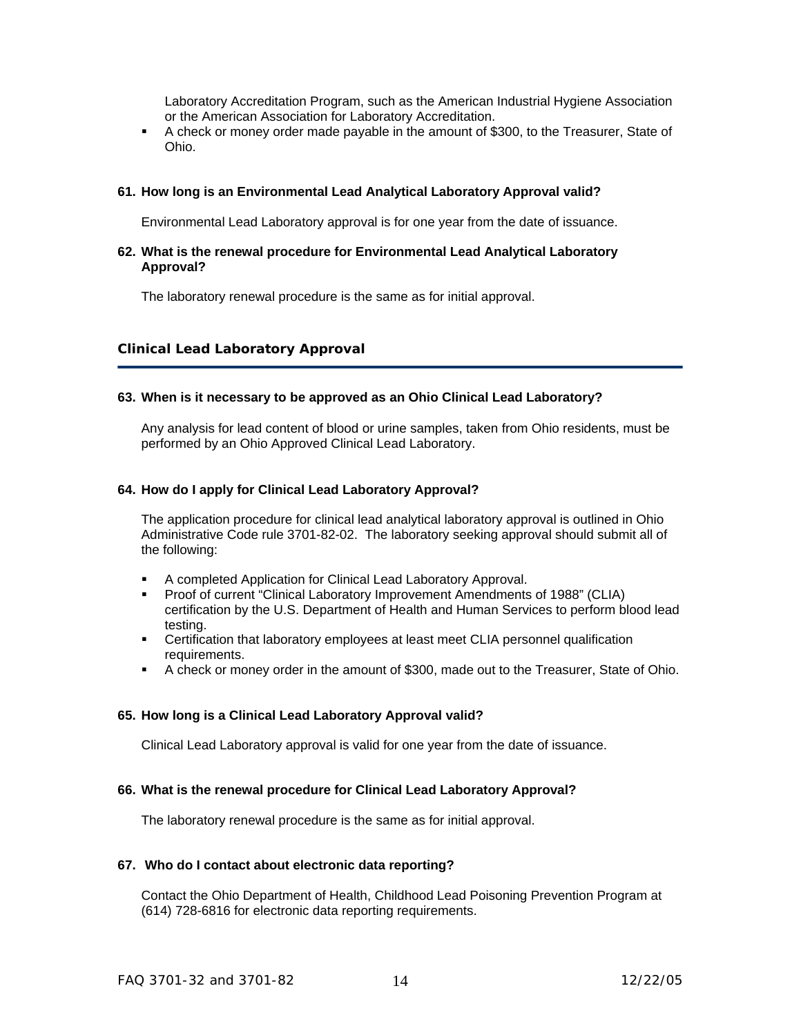Laboratory Accreditation Program, such as the American Industrial Hygiene Association or the American Association for Laboratory Accreditation.

- A check or money order made payable in the amount of $300, to the Treasurer, State of Ohio.

**61. How long is an Environmental Lead Analytical Laboratory Approval valid?**

Environmental Lead Laboratory approval is for one year from the date of issuance.

**62. What is the renewal procedure for Environmental Lead Analytical Laboratory Approval?**

The laboratory renewal procedure is the same as for initial approval.

## Clinical Lead Laboratory Approval

**63. When is it necessary to be approved as an Ohio Clinical Lead Laboratory?**

Any analysis for lead content of blood or urine samples, taken from Ohio residents, must be performed by an Ohio Approved Clinical Lead Laboratory.

**64. How do I apply for Clinical Lead Laboratory Approval?**

The application procedure for clinical lead analytical laboratory approval is outlined in Ohio Administrative Code rule 3701-82-02. The laboratory seeking approval should submit all of the following:

- A completed Application for Clinical Lead Laboratory Approval.
- Proof of current "Clinical Laboratory Improvement Amendments of 1988" (CLIA) certification by the U.S. Department of Health and Human Services to perform blood lead testing.
- Certification that laboratory employees at least meet CLIA personnel qualification requirements.
- A check or money order in the amount of $300, made out to the Treasurer, State of Ohio.

**65. How long is a Clinical Lead Laboratory Approval valid?**

Clinical Lead Laboratory approval is valid for one year from the date of issuance.

**66. What is the renewal procedure for Clinical Lead Laboratory Approval?**

The laboratory renewal procedure is the same as for initial approval.

**67. Who do I contact about electronic data reporting?**

Contact the Ohio Department of Health, Childhood Lead Poisoning Prevention Program at (614) 728-6816 for electronic data reporting requirements.